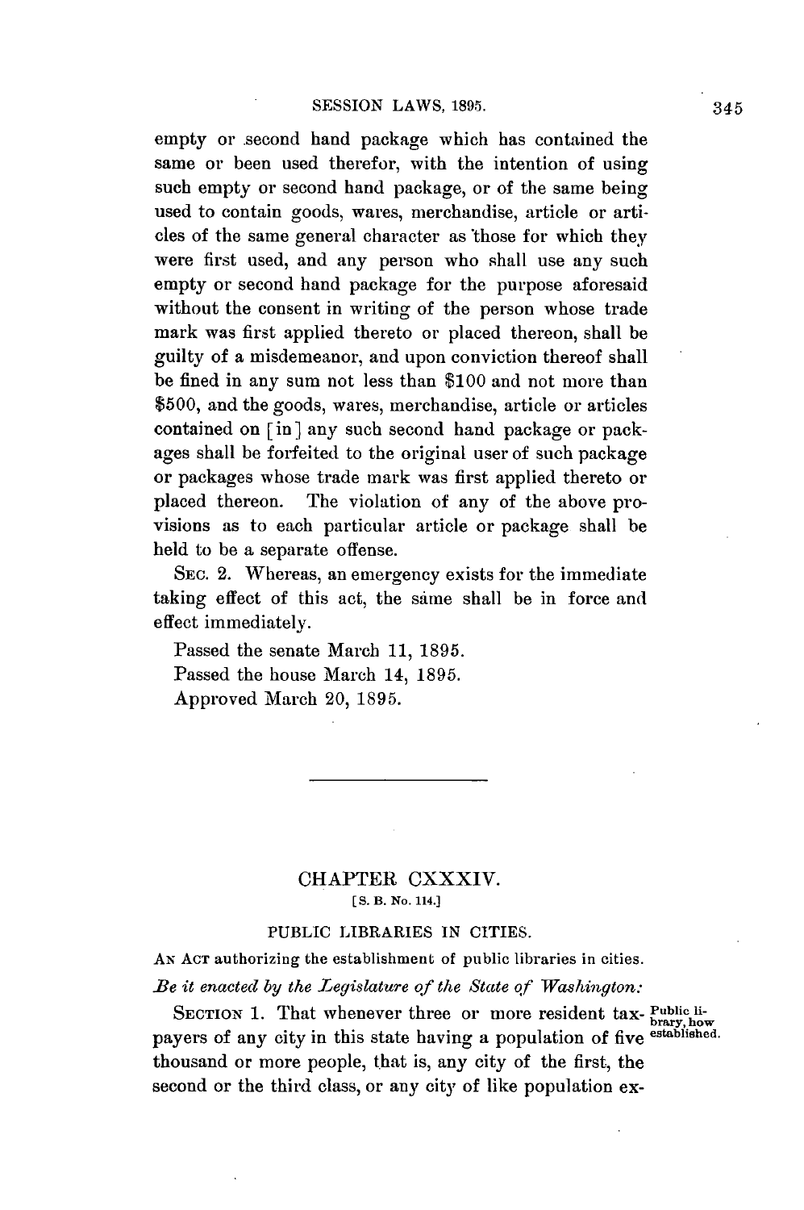empty or second hand package which has contained the same or been used therefor, with the intention of using such empty or second hand package, or of the same being used to contain goods, wares, merchandise, article or articles of the same general character as those for which they were first used, and any person who shall use any such empty or second hand package for the purpose aforesaid without the consent in writing of the person whose trade mark was first applied thereto or placed thereon, shall be guilty of a misdemeanor, and upon conviction thereof shall be fined in any sum not less than $100 and not more than $500, and the goods, wares, merchandise, article or articles contained on [in] any such second hand package or packages shall be forfeited to the original user of such package or packages whose trade mark was first applied thereto or placed thereon. The violation of any of the above provisions as to each particular article or package shall be held to be a separate offense.

SEC. 2. Whereas, an emergency exists for the immediate taking effect of this act, the same shall be in force and effect immediately.

Passed the senate March 11, 1895.
Passed the house March 14, 1895.
Approved March 20, 1895.

---

## CHAPTER CXXXIV.

[S. B. No. 114.]

### PUBLIC LIBRARIES IN CITIES.

AN ACT authorizing the establishment of public libraries in cities.

*Be it enacted by the Legislature of the State of Washington:*

*Public library, how established.*

SECTION 1. That whenever three or more resident taxpayers of any city in this state having a population of five thousand or more people, that is, any city of the first, the second or the third class, or any city of like population ex-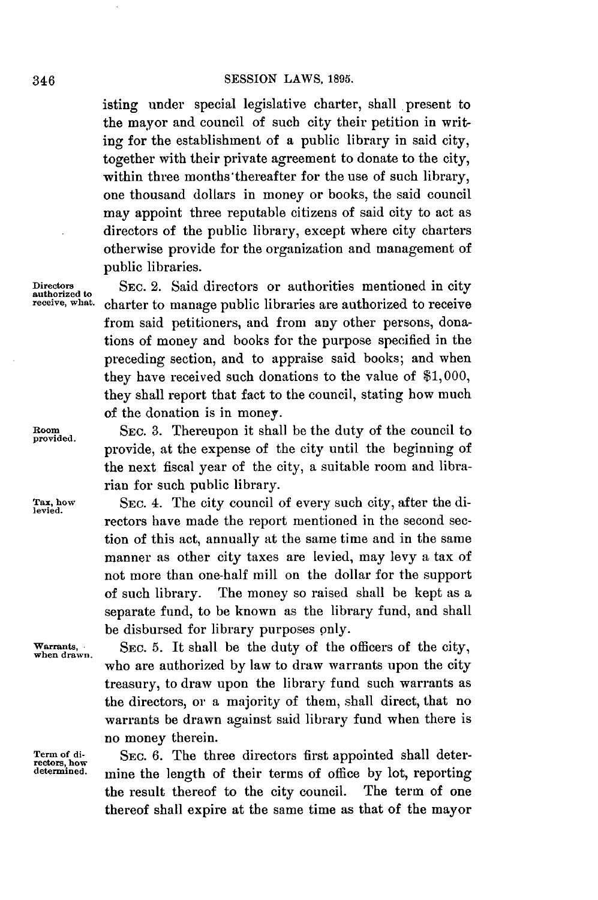isting under special legislative charter, shall present to the mayor and council of such city their petition in writing for the establishment of a public library in said city, together with their private agreement to donate to the city, within three months thereafter for the use of such library, one thousand dollars in money or books, the said council may appoint three reputable citizens of said city to act as directors of the public library, except where city charters otherwise provide for the organization and management of public libraries.

*Directors authorized to receive, what.*

SEC. 2. Said directors or authorities mentioned in city charter to manage public libraries are authorized to receive from said petitioners, and from any other persons, donations of money and books for the purpose specified in the preceding section, and to appraise said books; and when they have received such donations to the value of $1,000, they shall report that fact to the council, stating how much of the donation is in money.

*Room provided.*

SEC. 3. Thereupon it shall be the duty of the council to provide, at the expense of the city until the beginning of the next fiscal year of the city, a suitable room and librarian for such public library.

*Tax, how levied.*

SEC. 4. The city council of every such city, after the directors have made the report mentioned in the second section of this act, annually at the same time and in the same manner as other city taxes are levied, may levy a tax of not more than one-half mill on the dollar for the support of such library. The money so raised shall be kept as a separate fund, to be known as the library fund, and shall be disbursed for library purposes only.

*Warrants, when drawn.*

SEC. 5. It shall be the duty of the officers of the city, who are authorized by law to draw warrants upon the city treasury, to draw upon the library fund such warrants as the directors, or a majority of them, shall direct, that no warrants be drawn against said library fund when there is no money therein.

*Term of directors, how determined.*

SEC. 6. The three directors first appointed shall determine the length of their terms of office by lot, reporting the result thereof to the city council. The term of one thereof shall expire at the same time as that of the mayor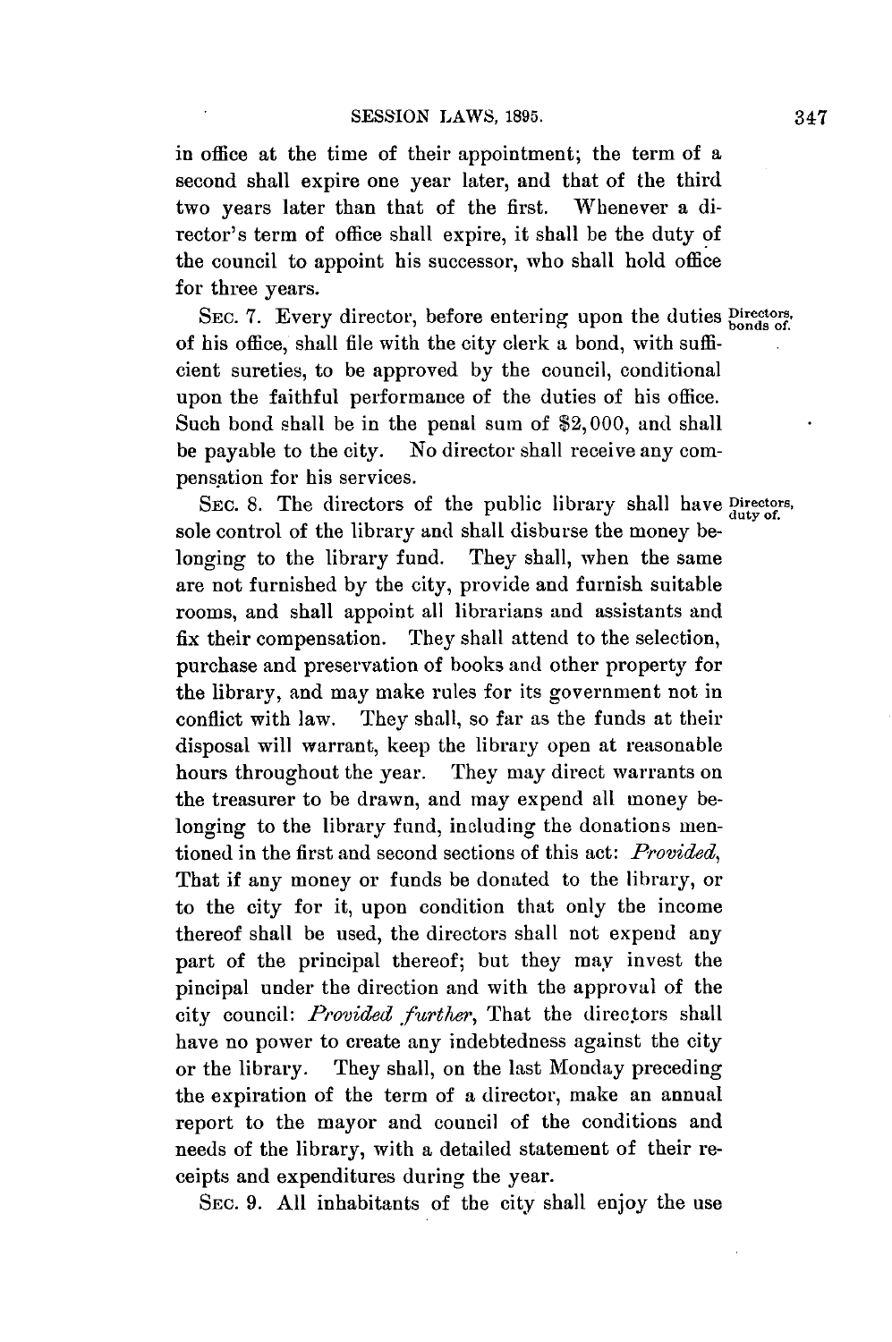in office at the time of their appointment; the term of a second shall expire one year later, and that of the third two years later than that of the first. Whenever a director's term of office shall expire, it shall be the duty of the council to appoint his successor, who shall hold office for three years.

SEC. 7. Every director, before entering upon the duties of his office, shall file with the city clerk a bond, with sufficient sureties, to be approved by the council, conditional upon the faithful performance of the duties of his office. Such bond shall be in the penal sum of $2,000, and shall be payable to the city. No director shall receive any compensation for his services.

*Directors, bonds of.*

SEC. 8. The directors of the public library shall have sole control of the library and shall disburse the money belonging to the library fund. They shall, when the same are not furnished by the city, provide and furnish suitable rooms, and shall appoint all librarians and assistants and fix their compensation. They shall attend to the selection, purchase and preservation of books and other property for the library, and may make rules for its government not in conflict with law. They shall, so far as the funds at their disposal will warrant, keep the library open at reasonable hours throughout the year. They may direct warrants on the treasurer to be drawn, and may expend all money belonging to the library fund, including the donations mentioned in the first and second sections of this act: *Provided*, That if any money or funds be donated to the library, or to the city for it, upon condition that only the income thereof shall be used, the directors shall not expend any part of the principal thereof; but they may invest the pincipal under the direction and with the approval of the city council: *Provided further*, That the directors shall have no power to create any indebtedness against the city or the library. They shall, on the last Monday preceding the expiration of the term of a director, make an annual report to the mayor and council of the conditions and needs of the library, with a detailed statement of their receipts and expenditures during the year.

*Directors, duty of.*

SEC. 9. All inhabitants of the city shall enjoy the use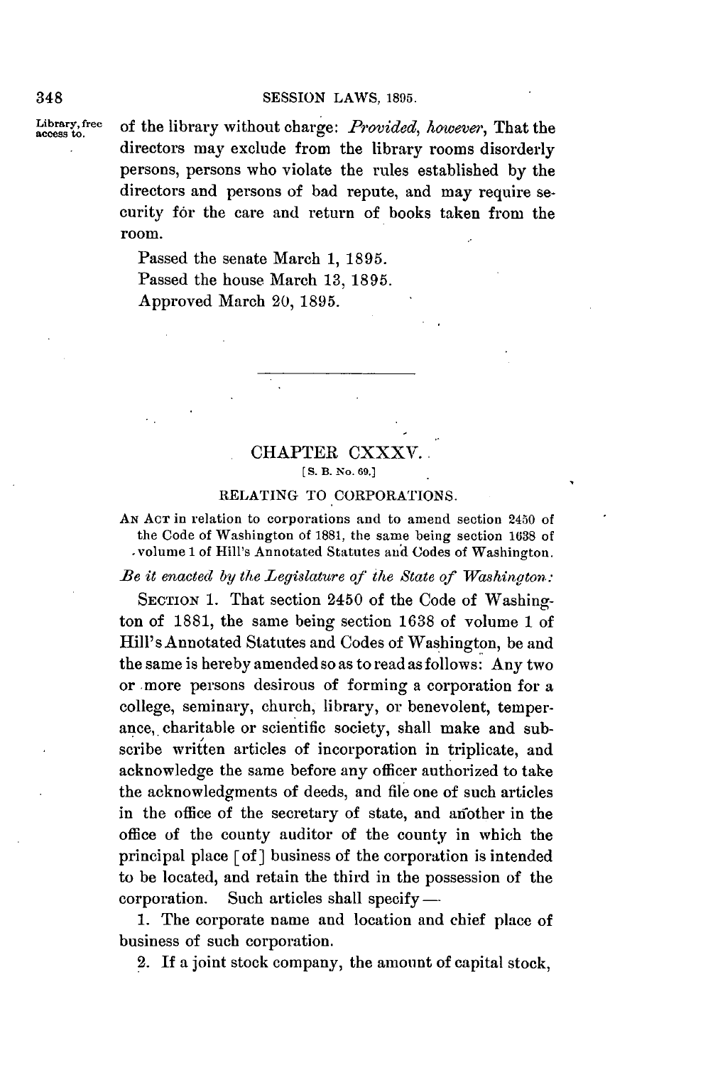Library, free access to.

of the library without charge: *Provided, however*, That the directors may exclude from the library rooms disorderly persons, persons who violate the rules established by the directors and persons of bad repute, and may require security for the care and return of books taken from the room.

Passed the senate March 1, 1895.
Passed the house March 13, 1895.
Approved March 20, 1895.

---

## CHAPTER CXXXV.

[S. B. No. 69.]

### RELATING TO CORPORATIONS.

AN ACT in relation to corporations and to amend section 2450 of the Code of Washington of 1881, the same being section 1638 of volume 1 of Hill's Annotated Statutes and Codes of Washington.

*Be it enacted by the Legislature of the State of Washington:*

SECTION 1. That section 2450 of the Code of Washington of 1881, the same being section 1638 of volume 1 of Hill's Annotated Statutes and Codes of Washington, be and the same is hereby amended so as to read as follows: Any two or more persons desirous of forming a corporation for a college, seminary, church, library, or benevolent, temperance, charitable or scientific society, shall make and subscribe written articles of incorporation in triplicate, and acknowledge the same before any officer authorized to take the acknowledgments of deeds, and file one of such articles in the office of the secretary of state, and another in the office of the county auditor of the county in which the principal place [of] business of the corporation is intended to be located, and retain the third in the possession of the corporation. Such articles shall specify —

1. The corporate name and location and chief place of business of such corporation.

2. If a joint stock company, the amount of capital stock,